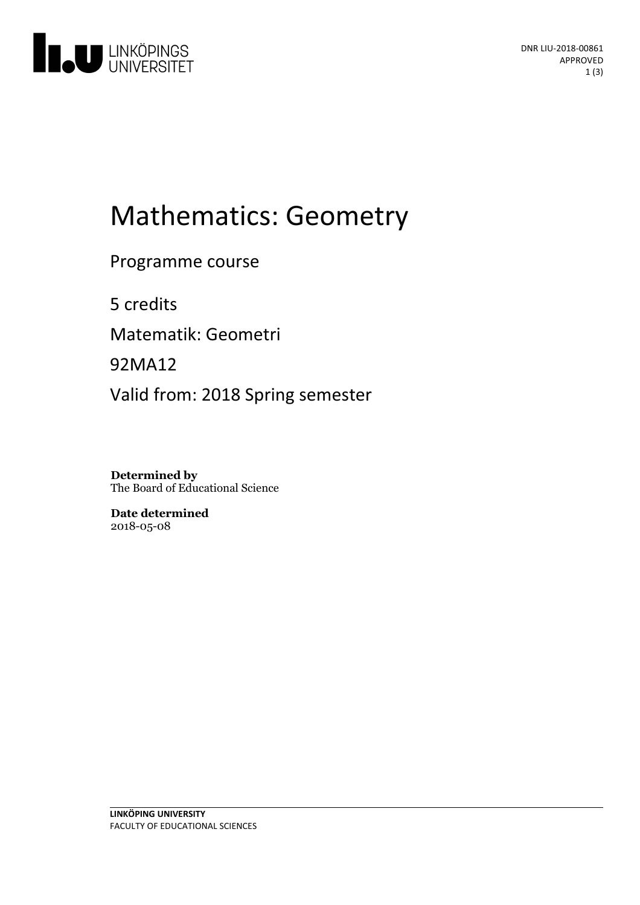DNR LIU-2018-00861
APPROVED

# Mathematics: Geometry

Programme course

5 credits

Matematik: Geometri

92MA12

Valid from: 2018 Spring semester

**Determined by**
The Board of Educational Science

**Date determined**
2018-05-08

**LINKÖPING UNIVERSITY**
FACULTY OF EDUCATIONAL SCIENCES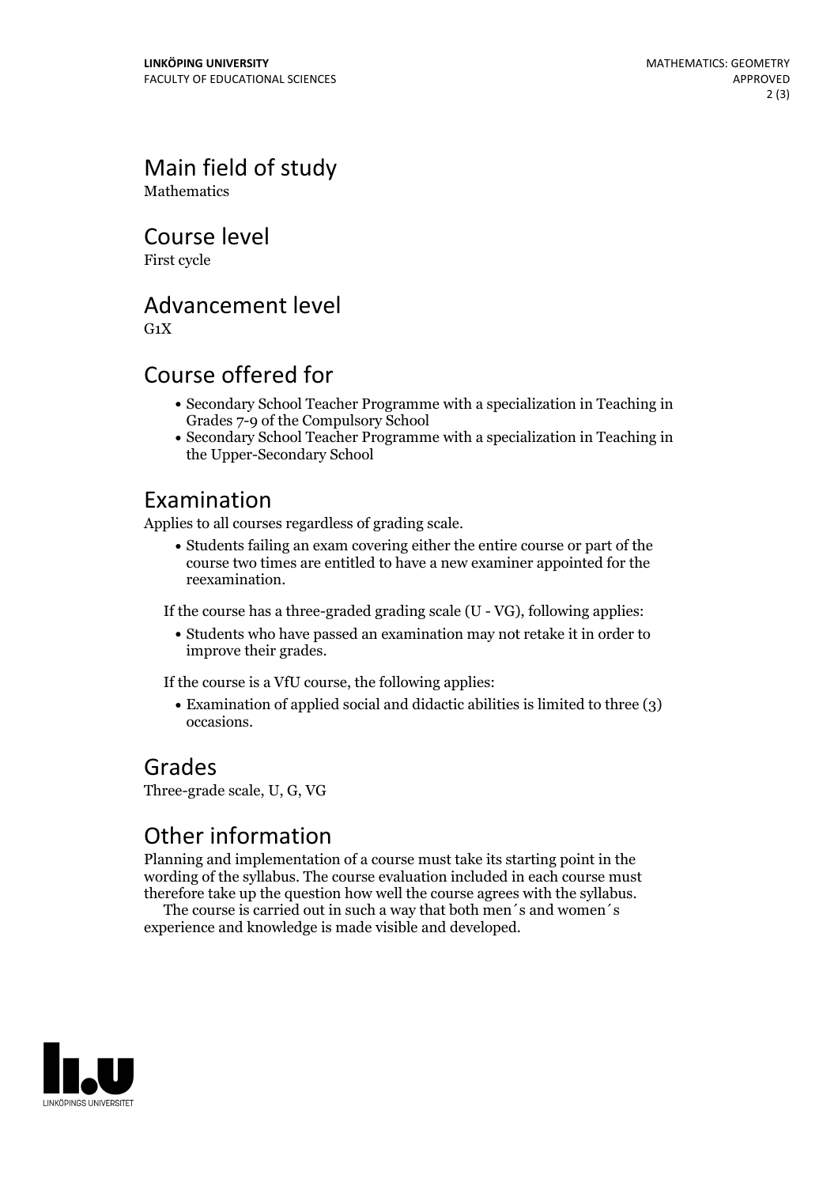## Main field of study

Mathematics

## Course level

First cycle

## Advancement level

G1X

## Course offered for

- Secondary School Teacher Programme with a specialization in Teaching in Grades 7-9 of the Compulsory School
- Secondary School Teacher Programme with a specialization in Teaching in the Upper-Secondary School

## Examination

Applies to all courses regardless of grading scale.

- Students failing an exam covering either the entire course or part of the course two times are entitled to have a new examiner appointed for the reexamination.

If the course has a three-graded grading scale (U - VG), following applies:

- Students who have passed an examination may not retake it in order to improve their grades.

If the course is a VfU course, the following applies:

- Examination of applied social and didactic abilities is limited to three (3) occasions.

## Grades

Three-grade scale, U, G, VG

## Other information

Planning and implementation of a course must take its starting point in the wording of the syllabus. The course evaluation included in each course must therefore take up the question how well the course agrees with the syllabus.

The course is carried out in such a way that both men´s and women´s experience and knowledge is made visible and developed.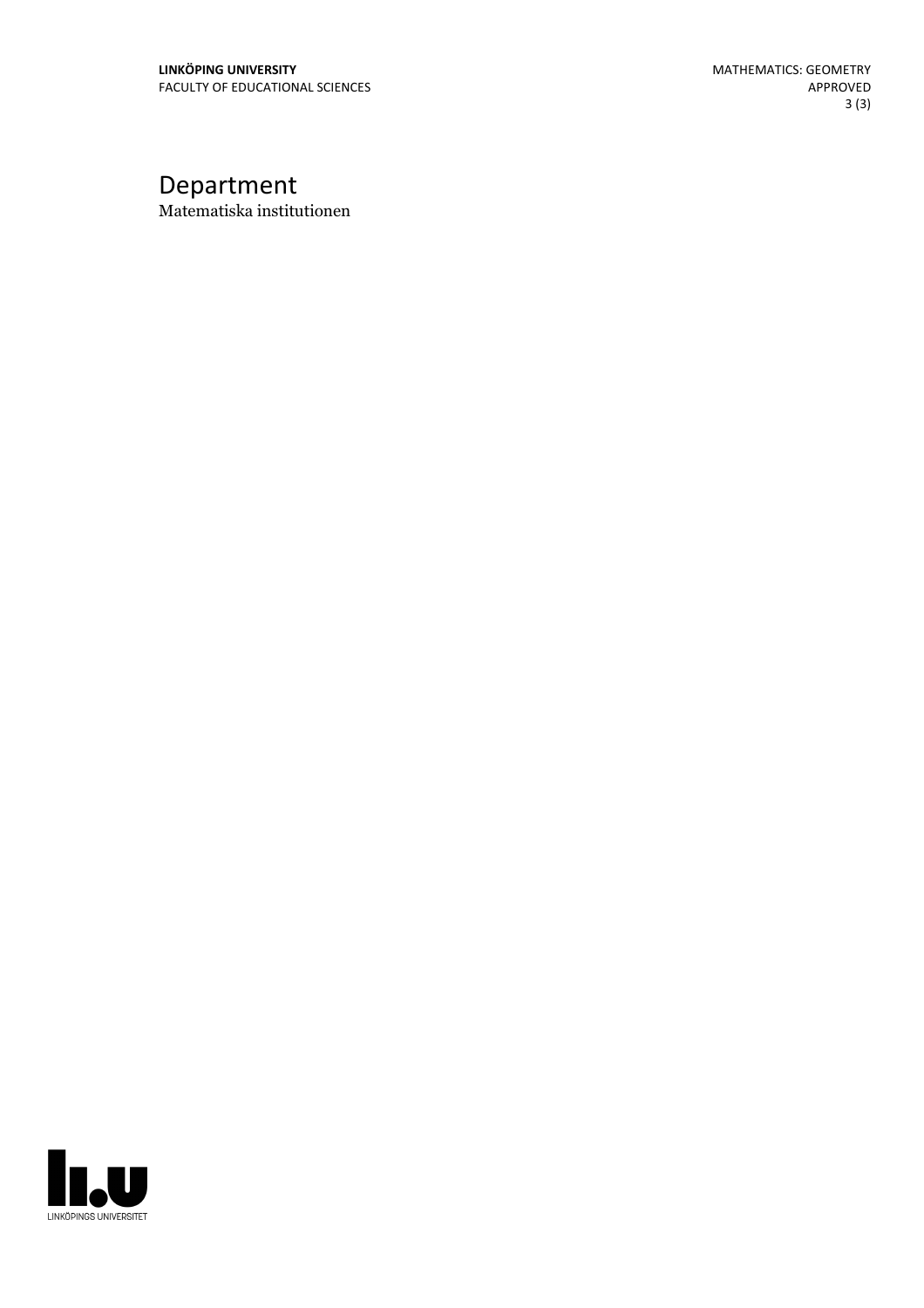## Department
Matematiska institutionen